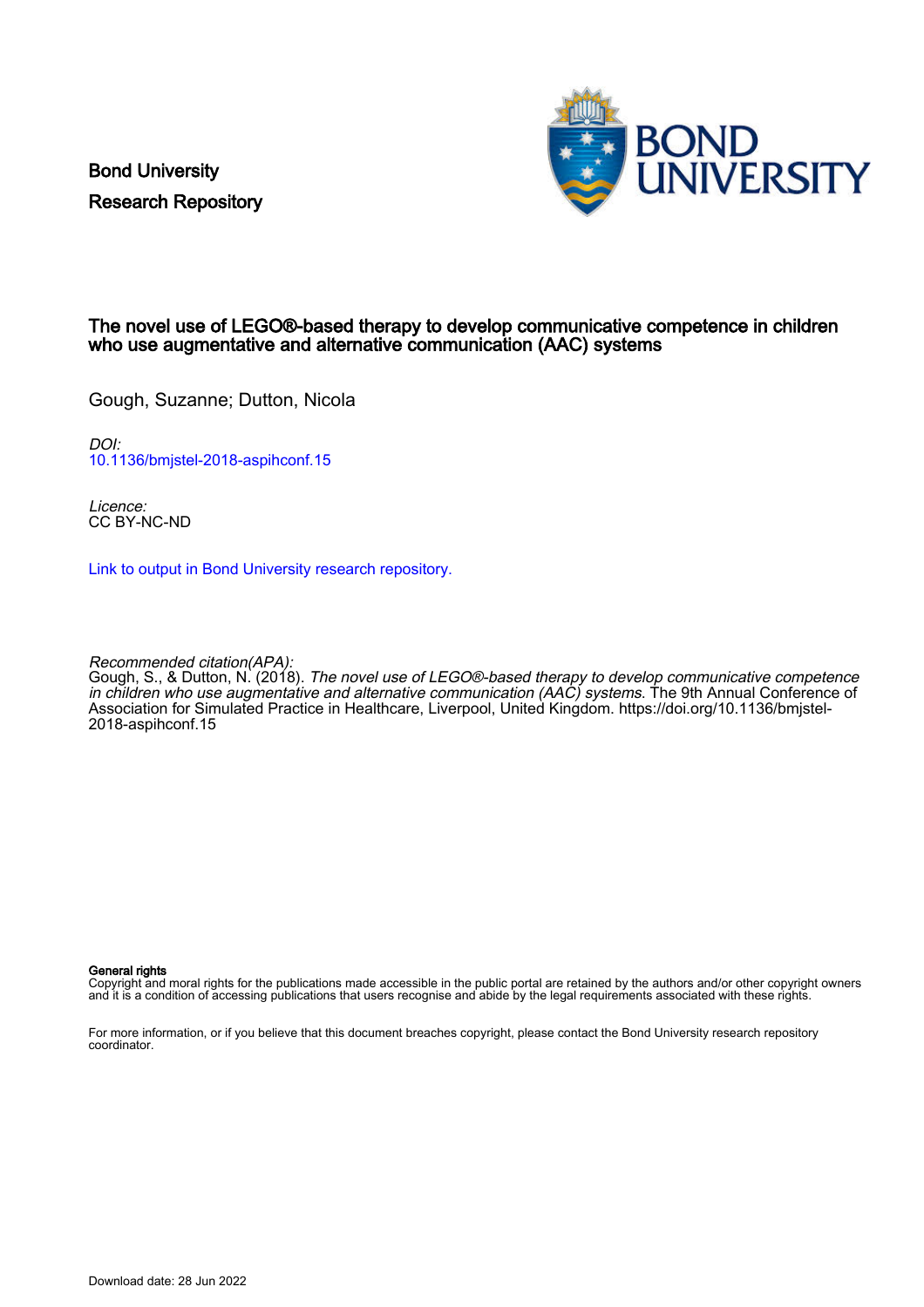Bond University
Research Repository

# The novel use of LEGO®-based therapy to develop communicative competence in children who use augmentative and alternative communication (AAC) systems

Gough, Suzanne; Dutton, Nicola

*DOI:*
10.1136/bmjstel-2018-aspihconf.15

*Licence:*
CC BY-NC-ND

Link to output in Bond University research repository.

*Recommended citation(APA):*
Gough, S., & Dutton, N. (2018). *The novel use of LEGO®-based therapy to develop communicative competence in children who use augmentative and alternative communication (AAC) systems*. The 9th Annual Conference of Association for Simulated Practice in Healthcare, Liverpool, United Kingdom. https://doi.org/10.1136/bmjstel-2018-aspihconf.15

**General rights**
Copyright and moral rights for the publications made accessible in the public portal are retained by the authors and/or other copyright owners and it is a condition of accessing publications that users recognise and abide by the legal requirements associated with these rights.

For more information, or if you believe that this document breaches copyright, please contact the Bond University research repository coordinator.

Download date: 28 Jun 2022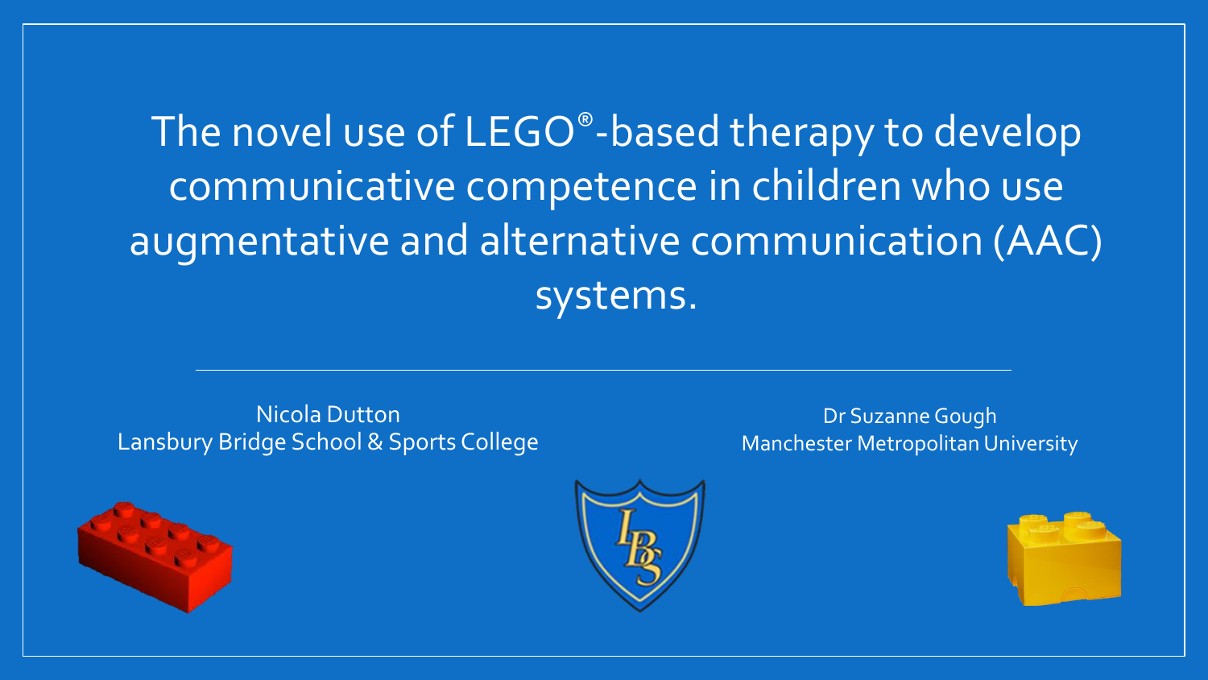# The novel use of LEGO®-based therapy to develop communicative competence in children who use augmentative and alternative communication (AAC) systems.

---

Nicola Dutton
Lansbury Bridge School & Sports College

Dr Suzanne Gough
Manchester Metropolitan University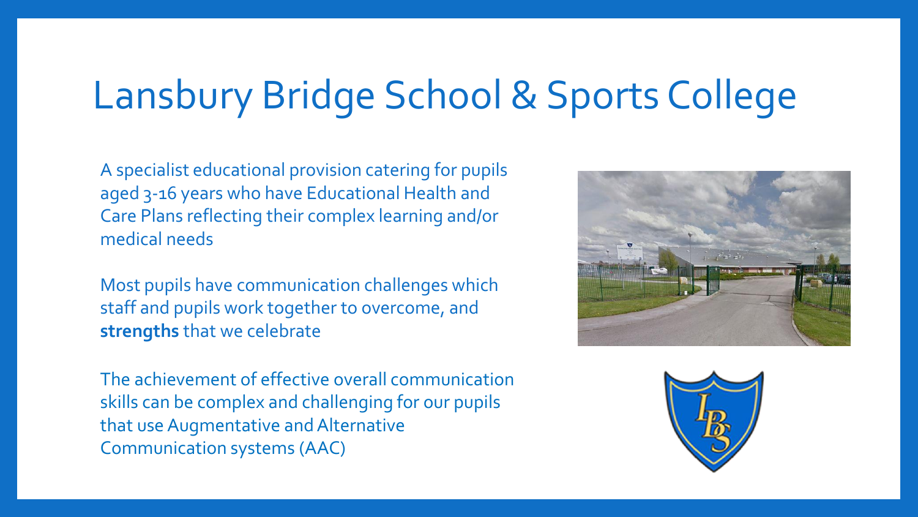# Lansbury Bridge School & Sports College

A specialist educational provision catering for pupils aged 3-16 years who have Educational Health and Care Plans reflecting their complex learning and/or medical needs

Most pupils have communication challenges which staff and pupils work together to overcome, and **strengths** that we celebrate

The achievement of effective overall communication skills can be complex and challenging for our pupils that use Augmentative and Alternative Communication systems (AAC)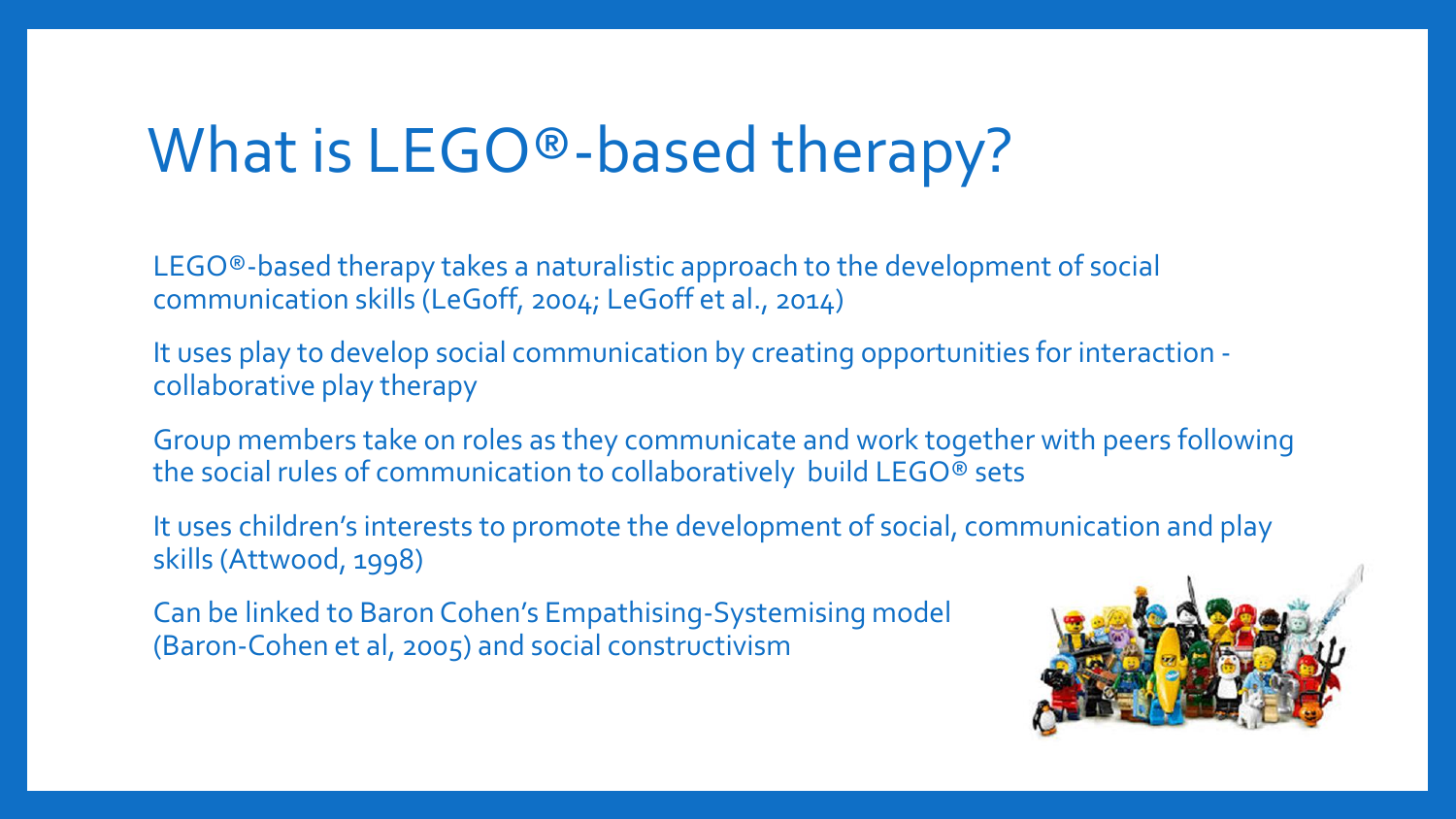# What is LEGO®-based therapy?

LEGO®-based therapy takes a naturalistic approach to the development of social communication skills (LeGoff, 2004; LeGoff et al., 2014)

It uses play to develop social communication by creating opportunities for interaction - collaborative play therapy

Group members take on roles as they communicate and work together with peers following the social rules of communication to collaboratively build LEGO® sets

It uses children's interests to promote the development of social, communication and play skills (Attwood, 1998)

Can be linked to Baron Cohen's Empathising-Systemising model (Baron-Cohen et al, 2005) and social constructivism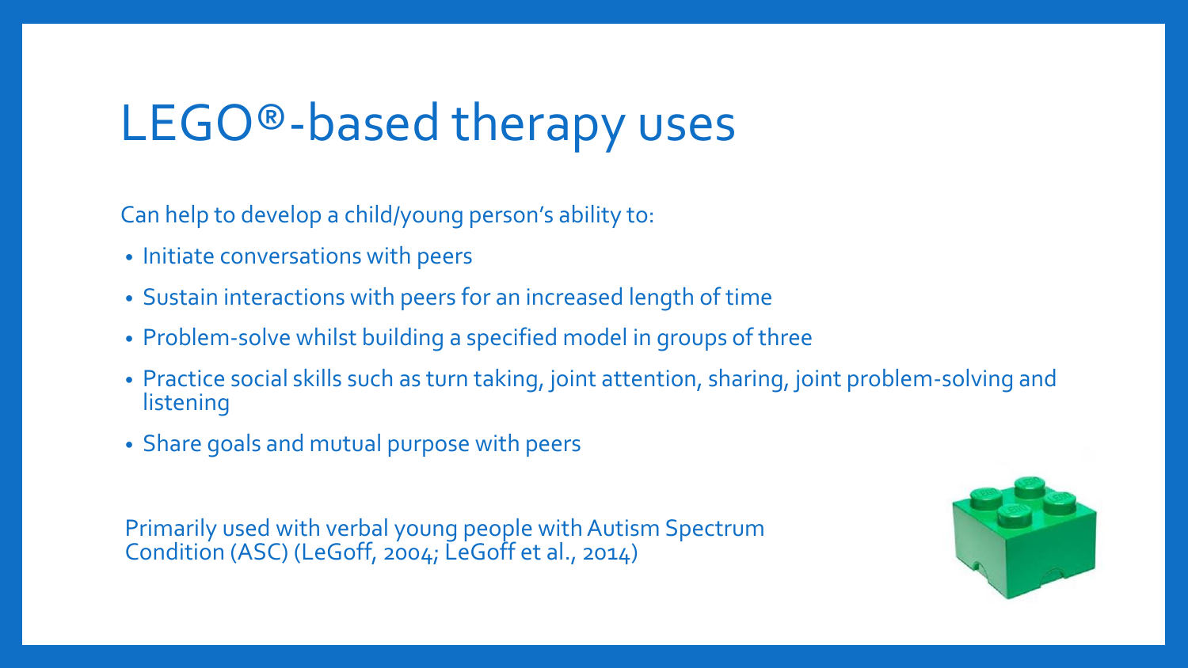# LEGO®-based therapy uses

Can help to develop a child/young person's ability to:

- Initiate conversations with peers
- Sustain interactions with peers for an increased length of time
- Problem-solve whilst building a specified model in groups of three
- Practice social skills such as turn taking, joint attention, sharing, joint problem-solving and listening
- Share goals and mutual purpose with peers

Primarily used with verbal young people with Autism Spectrum Condition (ASC) (LeGoff, 2004; LeGoff et al., 2014)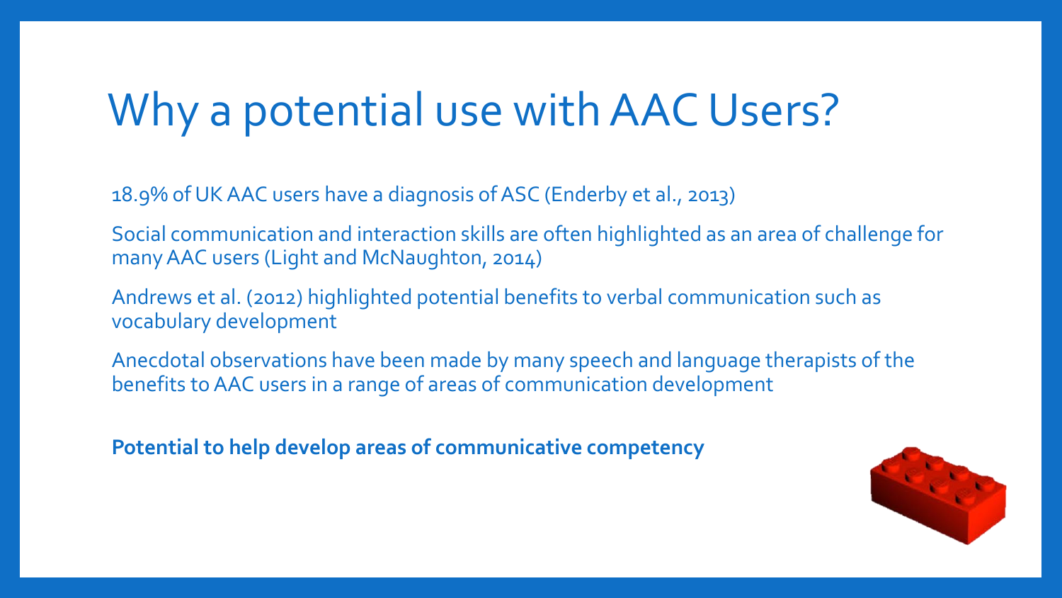# Why a potential use with AAC Users?

18.9% of UK AAC users have a diagnosis of ASC (Enderby et al., 2013)

Social communication and interaction skills are often highlighted as an area of challenge for many AAC users (Light and McNaughton, 2014)

Andrews et al. (2012) highlighted potential benefits to verbal communication such as vocabulary development

Anecdotal observations have been made by many speech and language therapists of the benefits to AAC users in a range of areas of communication development

**Potential to help develop areas of communicative competency**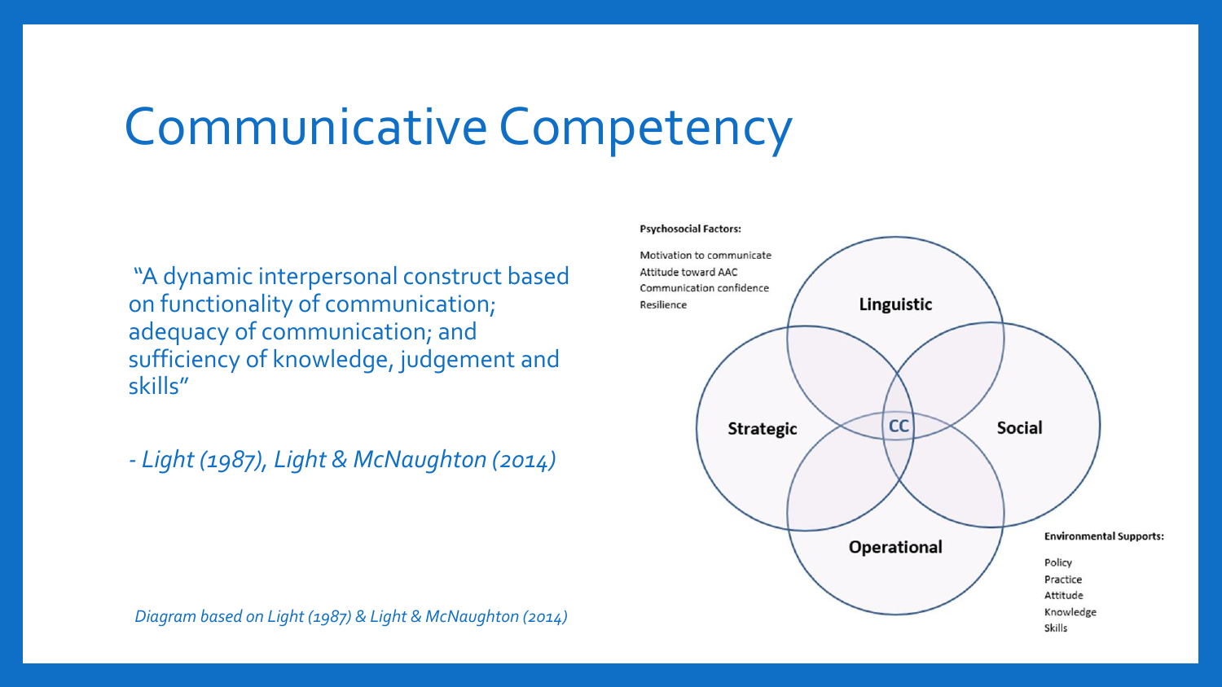# Communicative Competency

"A dynamic interpersonal construct based on functionality of communication; adequacy of communication; and sufficiency of knowledge, judgement and skills"

- *Light (1987), Light & McNaughton (2014)*

**Psychosocial Factors:**

Motivation to communicate
Attitude toward AAC
Communication confidence
Resilience

Linguistic

Strategic

CC

Social

Operational

**Environmental Supports:**

Policy
Practice
Attitude
Knowledge
Skills

*Diagram based on Light (1987) & Light & McNaughton (2014)*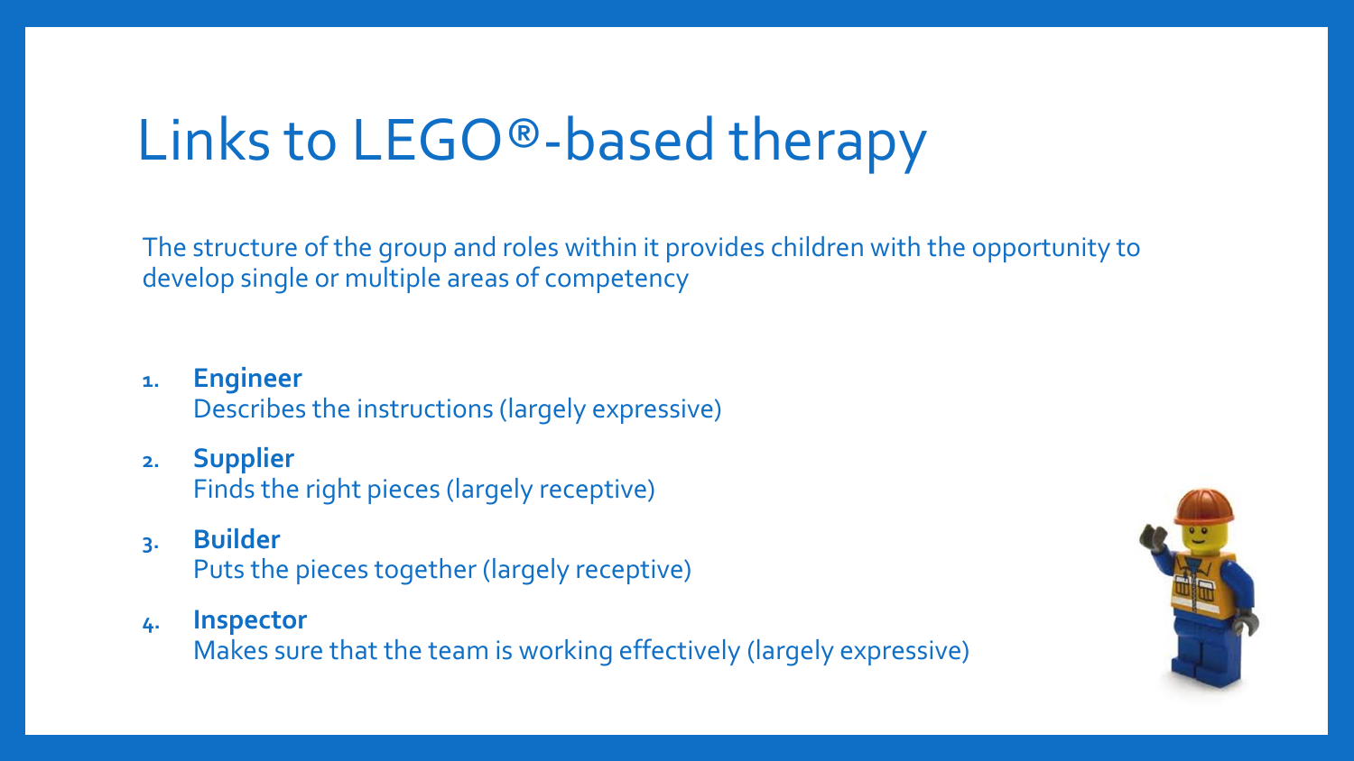# Links to LEGO®-based therapy

The structure of the group and roles within it provides children with the opportunity to develop single or multiple areas of competency

1. **Engineer**
   Describes the instructions (largely expressive)
2. **Supplier**
   Finds the right pieces (largely receptive)
3. **Builder**
   Puts the pieces together (largely receptive)
4. **Inspector**
   Makes sure that the team is working effectively (largely expressive)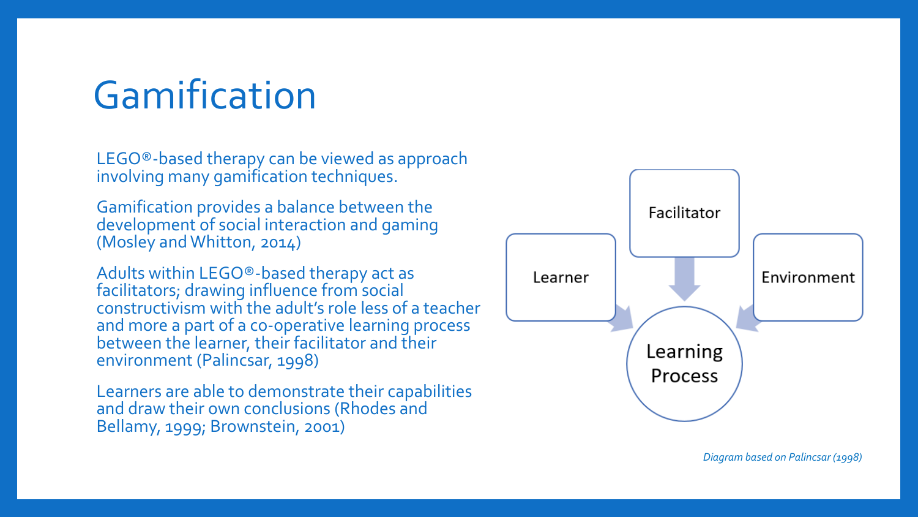# Gamification

LEGO®-based therapy can be viewed as approach involving many gamification techniques.

Gamification provides a balance between the development of social interaction and gaming (Mosley and Whitton, 2014)

Adults within LEGO®-based therapy act as facilitators; drawing influence from social constructivism with the adult's role less of a teacher and more a part of a co-operative learning process between the learner, their facilitator and their environment (Palincsar, 1998)

Learners are able to demonstrate their capabilities and draw their own conclusions (Rhodes and Bellamy, 1999; Brownstein, 2001)

Facilitator

Learner

Environment

Learning Process

*Diagram based on Palincsar (1998)*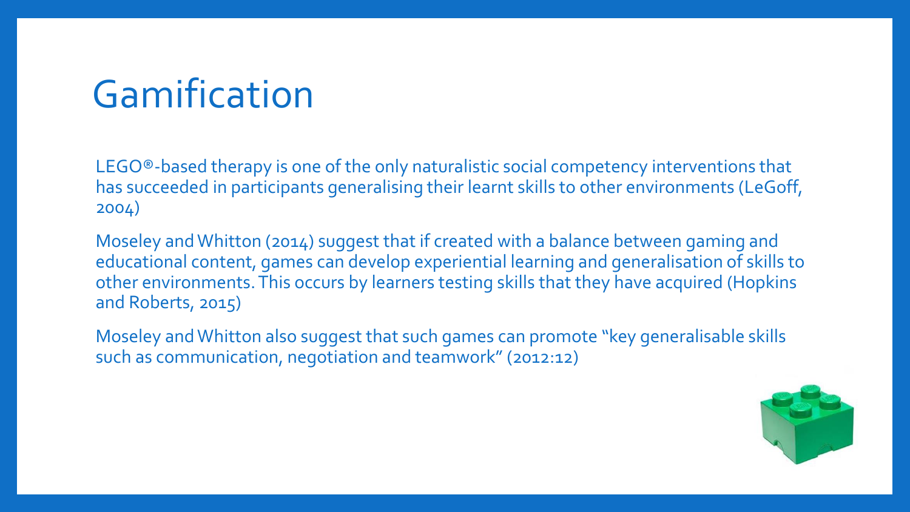# Gamification

LEGO®-based therapy is one of the only naturalistic social competency interventions that has succeeded in participants generalising their learnt skills to other environments (LeGoff, 2004)

Moseley and Whitton (2014) suggest that if created with a balance between gaming and educational content, games can develop experiential learning and generalisation of skills to other environments. This occurs by learners testing skills that they have acquired (Hopkins and Roberts, 2015)

Moseley and Whitton also suggest that such games can promote "key generalisable skills such as communication, negotiation and teamwork" (2012:12)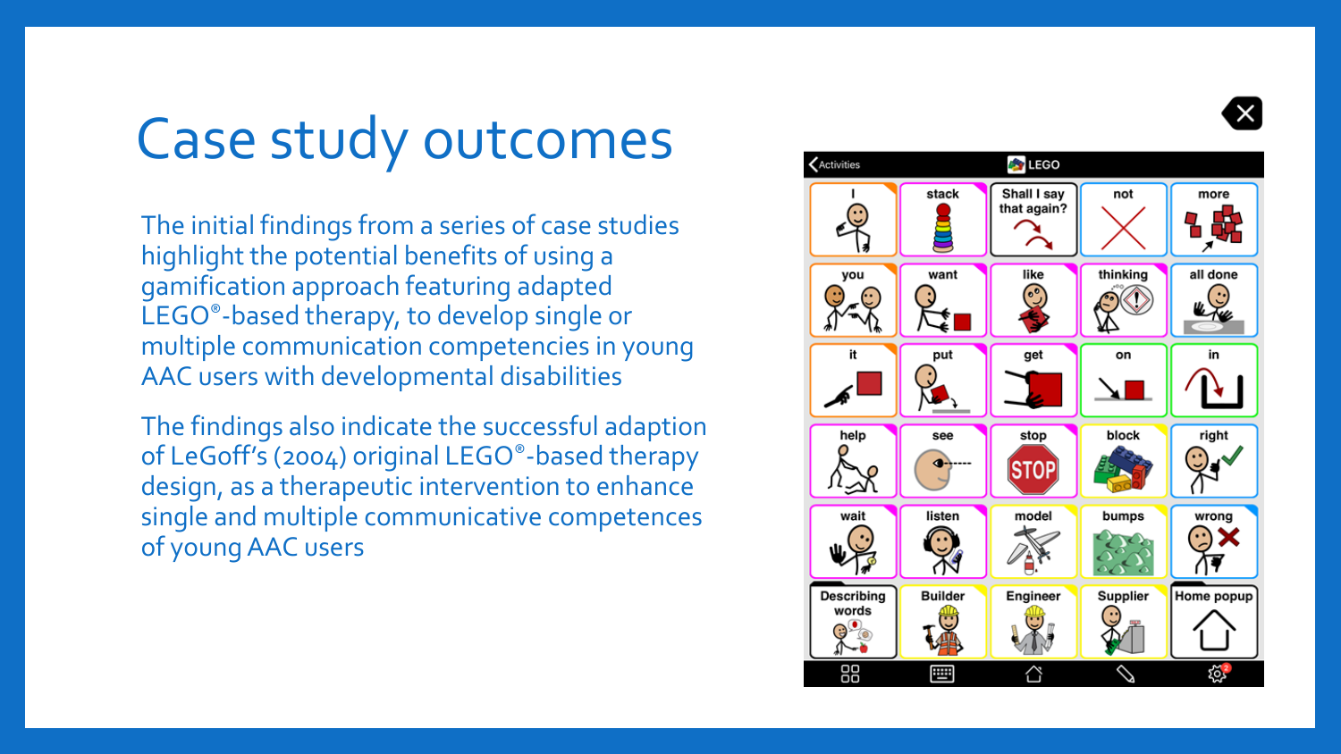# Case study outcomes

The initial findings from a series of case studies highlight the potential benefits of using a gamification approach featuring adapted LEGO®-based therapy, to develop single or multiple communication competencies in young AAC users with developmental disabilities

The findings also indicate the successful adaption of LeGoff's (2004) original LEGO®-based therapy design, as a therapeutic intervention to enhance single and multiple communicative competences of young AAC users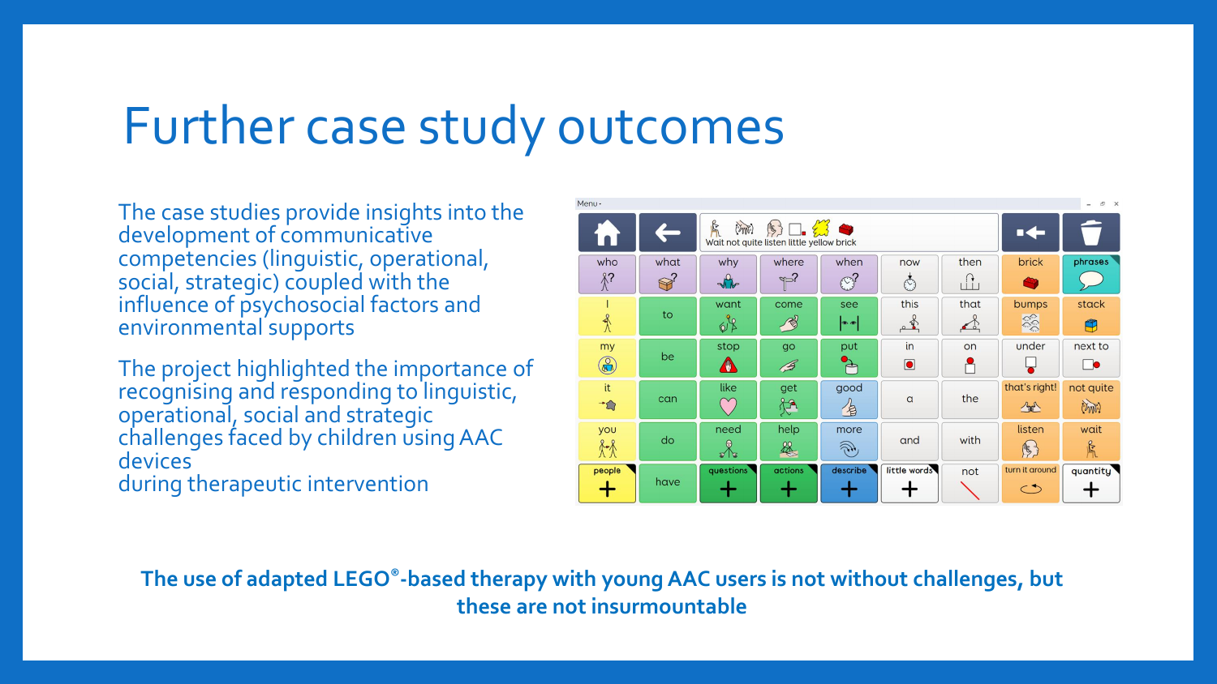# Further case study outcomes

The case studies provide insights into the development of communicative competencies (linguistic, operational, social, strategic) coupled with the influence of psychosocial factors and environmental supports

The project highlighted the importance of recognising and responding to linguistic, operational, social and strategic challenges faced by children using AAC devices during therapeutic intervention

**The use of adapted LEGO®-based therapy with young AAC users is not without challenges, but these are not insurmountable**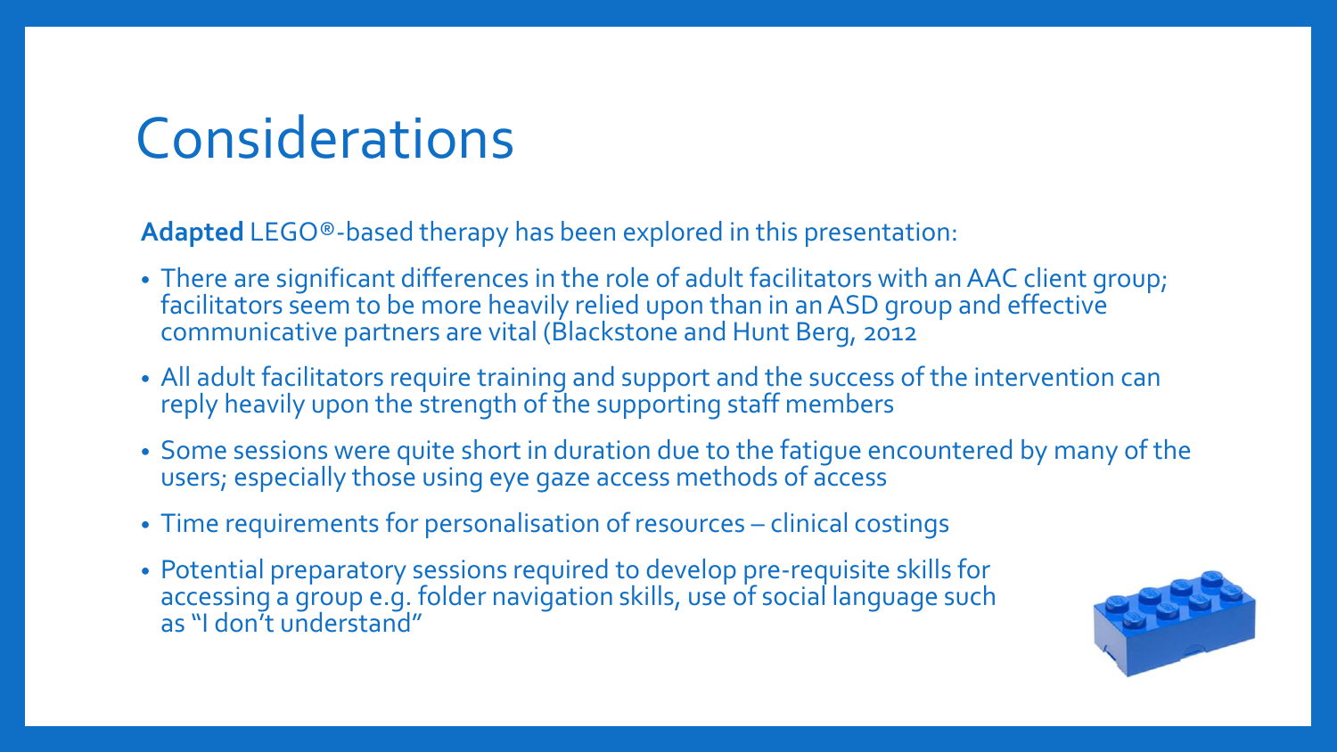# Considerations

**Adapted** LEGO®-based therapy has been explored in this presentation:

- There are significant differences in the role of adult facilitators with an AAC client group; facilitators seem to be more heavily relied upon than in an ASD group and effective communicative partners are vital (Blackstone and Hunt Berg, 2012
- All adult facilitators require training and support and the success of the intervention can reply heavily upon the strength of the supporting staff members
- Some sessions were quite short in duration due to the fatigue encountered by many of the users; especially those using eye gaze access methods of access
- Time requirements for personalisation of resources – clinical costings
- Potential preparatory sessions required to develop pre-requisite skills for accessing a group e.g. folder navigation skills, use of social language such as "I don't understand"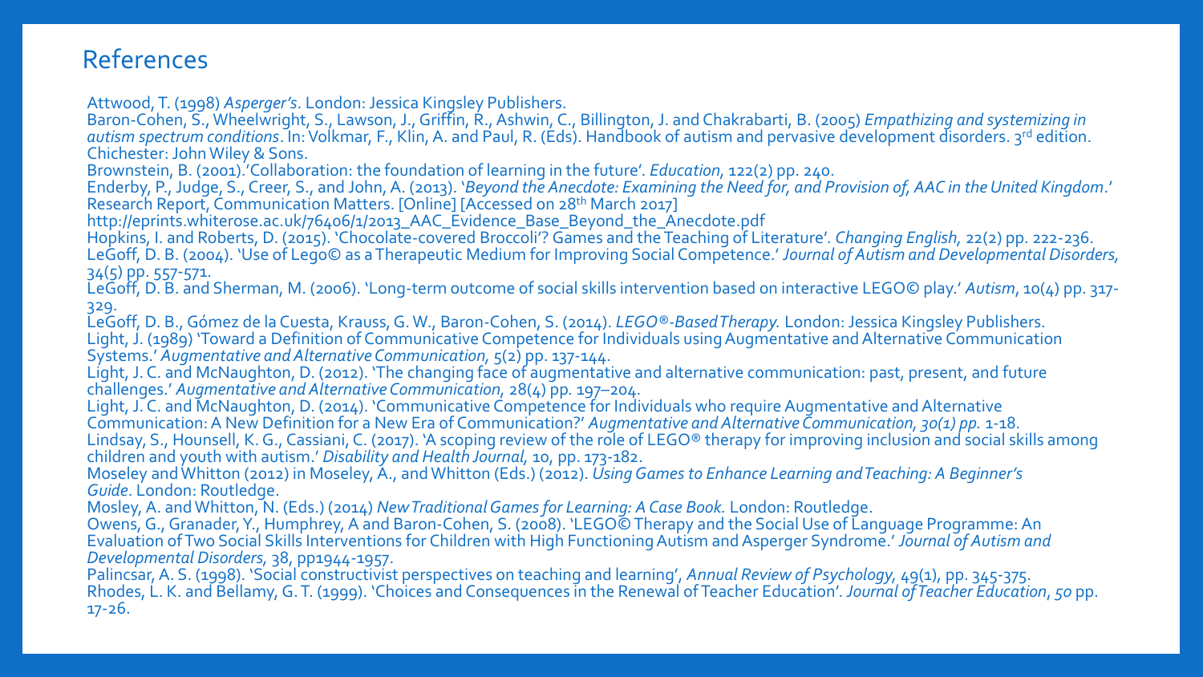# References

Attwood, T. (1998) *Asperger's*. London: Jessica Kingsley Publishers.

Baron-Cohen, S., Wheelwright, S., Lawson, J., Griffin, R., Ashwin, C., Billington, J. and Chakrabarti, B. (2005) *Empathizing and systemizing in autism spectrum conditions*. In: Volkmar, F., Klin, A. and Paul, R. (Eds). Handbook of autism and pervasive development disorders. 3rd edition. Chichester: John Wiley & Sons.

Brownstein, B. (2001).'Collaboration: the foundation of learning in the future'. *Education*, 122(2) pp. 240.

Enderby, P., Judge, S., Creer, S., and John, A. (2013). '*Beyond the Anecdote: Examining the Need for, and Provision of, AAC in the United Kingdom*.' Research Report, Communication Matters. [Online] [Accessed on 28th March 2017] http://eprints.whiterose.ac.uk/76406/1/2013_AAC_Evidence_Base_Beyond_the_Anecdote.pdf

Hopkins, I. and Roberts, D. (2015). 'Chocolate-covered Broccoli'? Games and the Teaching of Literature'. *Changing English*, 22(2) pp. 222-236.

LeGoff, D. B. (2004). 'Use of Lego© as a Therapeutic Medium for Improving Social Competence.' *Journal of Autism and Developmental Disorders*, 34(5) pp. 557-571.

LeGoff, D. B. and Sherman, M. (2006). 'Long-term outcome of social skills intervention based on interactive LEGO© play.' *Autism*, 10(4) pp. 317-329.

LeGoff, D. B., Gómez de la Cuesta, Krauss, G. W., Baron-Cohen, S. (2014). *LEGO®-Based Therapy.* London: Jessica Kingsley Publishers.

Light, J. (1989) 'Toward a Definition of Communicative Competence for Individuals using Augmentative and Alternative Communication Systems.' *Augmentative and Alternative Communication*, 5(2) pp. 137-144.

Light, J. C. and McNaughton, D. (2012). 'The changing face of augmentative and alternative communication: past, present, and future challenges.' *Augmentative and Alternative Communication*, 28(4) pp. 197–204.

Light, J. C. and McNaughton, D. (2014). 'Communicative Competence for Individuals who require Augmentative and Alternative Communication: A New Definition for a New Era of Communication?' *Augmentative and Alternative Communication, 30(1) pp.* 1-18.

Lindsay, S., Hounsell, K. G., Cassiani, C. (2017). 'A scoping review of the role of LEGO® therapy for improving inclusion and social skills among children and youth with autism.' *Disability and Health Journal*, 10, pp. 173-182.

Moseley and Whitton (2012) in Moseley, A., and Whitton (Eds.) (2012). *Using Games to Enhance Learning and Teaching: A Beginner's Guide*. London: Routledge.

Mosley, A. and Whitton, N. (Eds.) (2014) *New Traditional Games for Learning: A Case Book.* London: Routledge.

Owens, G., Granader, Y., Humphrey, A and Baron-Cohen, S. (2008). 'LEGO© Therapy and the Social Use of Language Programme: An Evaluation of Two Social Skills Interventions for Children with High Functioning Autism and Asperger Syndrome.' *Journal of Autism and Developmental Disorders*, 38, pp1944-1957.

Palincsar, A. S. (1998). 'Social constructivist perspectives on teaching and learning', *Annual Review of Psychology*, 49(1), pp. 345-375.

Rhodes, L. K. and Bellamy, G. T. (1999). 'Choices and Consequences in the Renewal of Teacher Education'. *Journal of Teacher Education*, *50* pp. 17-26.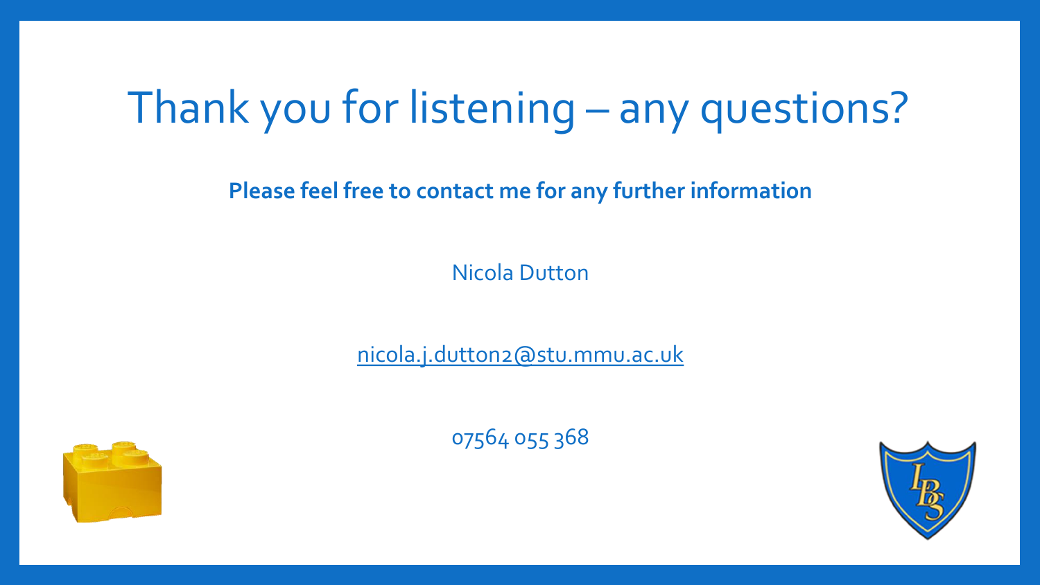# Thank you for listening – any questions?

**Please feel free to contact me for any further information**

Nicola Dutton

nicola.j.dutton2@stu.mmu.ac.uk

07564 055 368